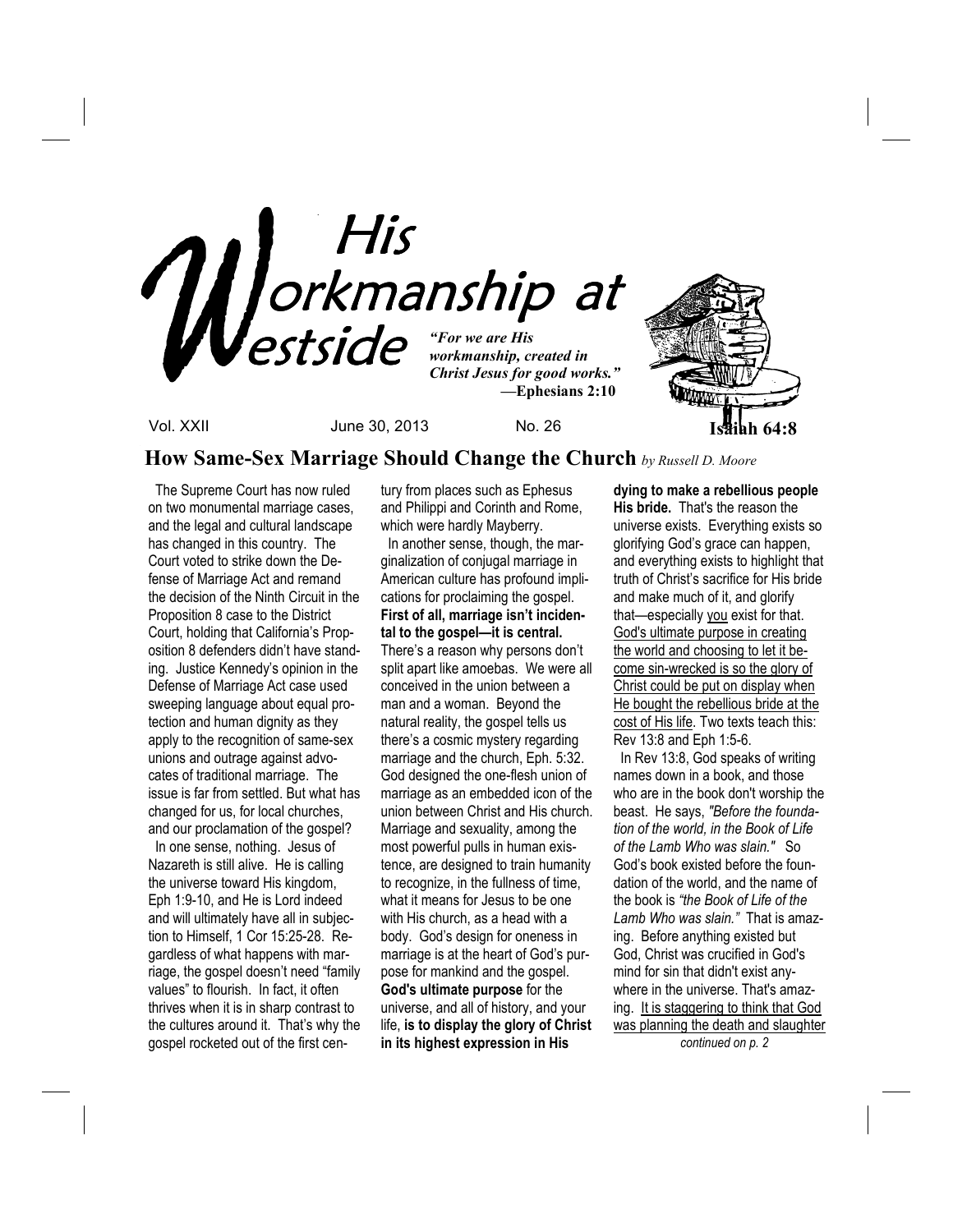# His Workmanship at Westside

*"For we are His workmanship, created in Christ Jesus for good works."* —**Ephesians 2:10**

**Isaiah 64:8**

Vol. XXII June 30, 2013 No. 26

## How Same-Sex Marriage Should Change the Church *by Russell D. Moore*

The Supreme Court has now ruled on two monumental marriage cases, and the legal and cultural landscape has changed in this country. The Court voted to strike down the Defense of Marriage Act and remand the decision of the Ninth Circuit in the Proposition 8 case to the District Court, holding that California's Proposition 8 defenders didn't have standing. Justice Kennedy's opinion in the Defense of Marriage Act case used sweeping language about equal protection and human dignity as they apply to the recognition of same-sex unions and outrage against advocates of traditional marriage. The issue is far from settled. But what has changed for us, for local churches, and our proclamation of the gospel?

In one sense, nothing. Jesus of Nazareth is still alive. He is calling the universe toward His kingdom, Eph 1:9-10, and He is Lord indeed and will ultimately have all in subjection to Himself, 1 Cor 15:25-28. Regardless of what happens with marriage, the gospel doesn't need "family values" to flourish. In fact, it often thrives when it is in sharp contrast to the cultures around it. That's why the gospel rocketed out of the first century from places such as Ephesus and Philippi and Corinth and Rome, which were hardly Mayberry.

In another sense, though, the marginalization of conjugal marriage in American culture has profound implications for proclaiming the gospel. **First of all, marriage isn't incidental to the gospel—it is central.** There's a reason why persons don't split apart like amoebas. We were all conceived in the union between a man and a woman. Beyond the natural reality, the gospel tells us there's a cosmic mystery regarding marriage and the church, Eph. 5:32. God designed the one-flesh union of marriage as an embedded icon of the union between Christ and His church. Marriage and sexuality, among the most powerful pulls in human existence, are designed to train humanity to recognize, in the fullness of time, what it means for Jesus to be one with His church, as a head with a body. God's design for oneness in marriage is at the heart of God's purpose for mankind and the gospel. **God's ultimate purpose** for the universe, and all of history, and your life, **is to display the glory of Christ in its highest expression in His dying to make a rebellious people His bride.** That's the reason the universe exists. Everything exists so glorifying God's grace can happen, and everything exists to highlight that truth of Christ's sacrifice for His bride and make much of it, and glorify that—especially <u>you</u> exist for that. <u>God's ultimate purpose in creating the world and choosing to let it become sin-wrecked is so the glory of Christ could be put on display when He bought the rebellious bride at the cost of His life</u>. Two texts teach this: Rev 13:8 and Eph 1:5-6.

In Rev 13:8, God speaks of writing names down in a book, and those who are in the book don't worship the beast. He says, *"Before the foundation of the world, in the Book of Life of the Lamb Who was slain."* So God's book existed before the foundation of the world, and the name of the book is *"the Book of Life of the Lamb Who was slain."* That is amazing. Before anything existed but God, Christ was crucified in God's mind for sin that didn't exist anywhere in the universe. That's amazing. <u>It is staggering to think that God was planning the death and slaughter</u>

*continued on p. 2*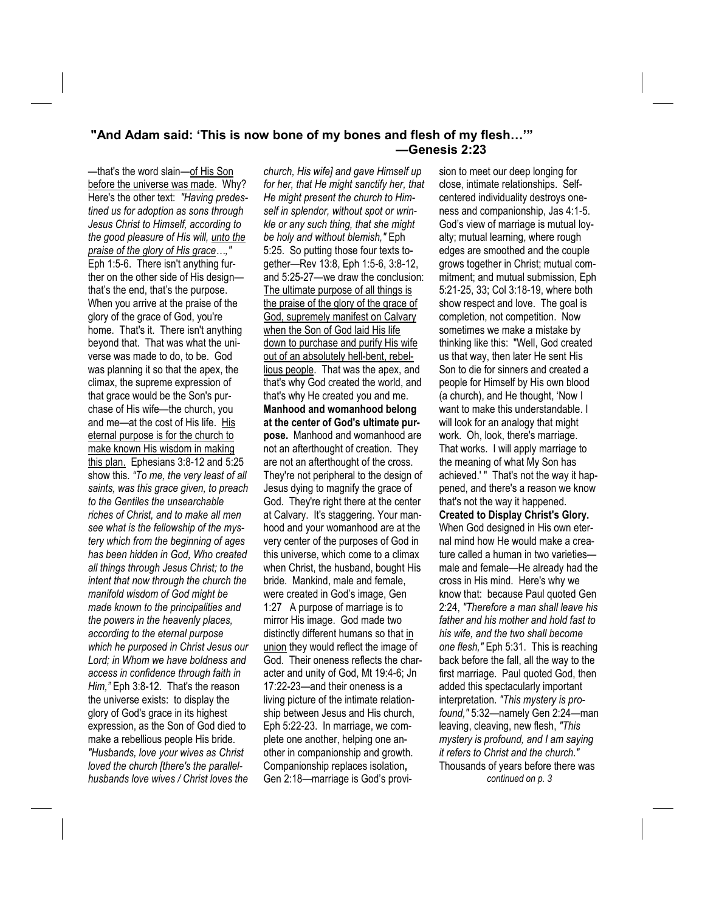**"And Adam said: 'This is now bone of my bones and flesh of my flesh…'" —Genesis 2:23**

—that's the word slain—of His Son before the universe was made. Why? Here's the other text: *"Having predestined us for adoption as sons through Jesus Christ to Himself, according to the good pleasure of His will, unto the praise of the glory of His grace…,"* Eph 1:5-6. There isn't anything further on the other side of His design—that's the end, that's the purpose. When you arrive at the praise of the glory of the grace of God, you're home. That's it. There isn't anything beyond that. That was what the universe was made to do, to be. God was planning it so that the apex, the climax, the supreme expression of that grace would be the Son's purchase of His wife—the church, you and me—at the cost of His life. His eternal purpose is for the church to make known His wisdom in making this plan. Ephesians 3:8-12 and 5:25 show this. *"To me, the very least of all saints, was this grace given, to preach to the Gentiles the unsearchable riches of Christ, and to make all men see what is the fellowship of the mystery which from the beginning of ages has been hidden in God, Who created all things through Jesus Christ; to the intent that now through the church the manifold wisdom of God might be made known to the principalities and the powers in the heavenly places, according to the eternal purpose which he purposed in Christ Jesus our Lord; in Whom we have boldness and access in confidence through faith in Him,"* Eph 3:8-12. That's the reason the universe exists: to display the glory of God's grace in its highest expression, as the Son of God died to make a rebellious people His bride. *"Husbands, love your wives as Christ loved the church [there's the parallel-husbands love wives / Christ loves the church, His wife] and gave Himself up for her, that He might sanctify her, that He might present the church to Himself in splendor, without spot or wrinkle or any such thing, that she might be holy and without blemish,"* Eph 5:25. So putting those four texts together—Rev 13:8, Eph 1:5-6, 3:8-12, and 5:25-27—we draw the conclusion: The ultimate purpose of all things is the praise of the glory of the grace of God, supremely manifest on Calvary when the Son of God laid His life down to purchase and purify His wife out of an absolutely hell-bent, rebellious people. That was the apex, and that's why God created the world, and that's why He created you and me.

**Manhood and womanhood belong at the center of God's ultimate purpose.** Manhood and womanhood are not an afterthought of creation. They are not an afterthought of the cross. They're not peripheral to the design of Jesus dying to magnify the grace of God. They're right there at the center at Calvary. It's staggering. Your manhood and your womanhood are at the very center of the purposes of God in this universe, which come to a climax when Christ, the husband, bought His bride. Mankind, male and female, were created in God's image, Gen 1:27 A purpose of marriage is to mirror His image. God made two distinctly different humans so that in union they would reflect the image of God. Their oneness reflects the character and unity of God, Mt 19:4-6; Jn 17:22-23—and their oneness is a living picture of the intimate relationship between Jesus and His church, Eph 5:22-23. In marriage, we complete one another, helping one another in companionship and growth. Companionship replaces isolation, Gen 2:18—marriage is God's provision to meet our deep longing for close, intimate relationships. Self-centered individuality destroys oneness and companionship, Jas 4:1-5. God's view of marriage is mutual loyalty; mutual learning, where rough edges are smoothed and the couple grows together in Christ; mutual commitment; and mutual submission, Eph 5:21-25, 33; Col 3:18-19, where both show respect and love. The goal is completion, not competition. Now sometimes we make a mistake by thinking like this: "Well, God created us that way, then later He sent His Son to die for sinners and created a people for Himself by His own blood (a church), and He thought, 'Now I want to make this understandable. I will look for an analogy that might work. Oh, look, there's marriage. That works. I will apply marriage to the meaning of what My Son has achieved.' " That's not the way it happened, and there's a reason we know that's not the way it happened.

**Created to Display Christ's Glory.** When God designed in His own eternal mind how He would make a creature called a human in two varieties—male and female—He already had the cross in His mind. Here's why we know that: because Paul quoted Gen 2:24, *"Therefore a man shall leave his father and his mother and hold fast to his wife, and the two shall become one flesh,"* Eph 5:31. This is reaching back before the fall, all the way to the first marriage. Paul quoted God, then added this spectacularly important interpretation. *"This mystery is profound,"* 5:32—namely Gen 2:24—man leaving, cleaving, new flesh, *"This mystery is profound, and I am saying it refers to Christ and the church."* Thousands of years before there was

*continued on p. 3*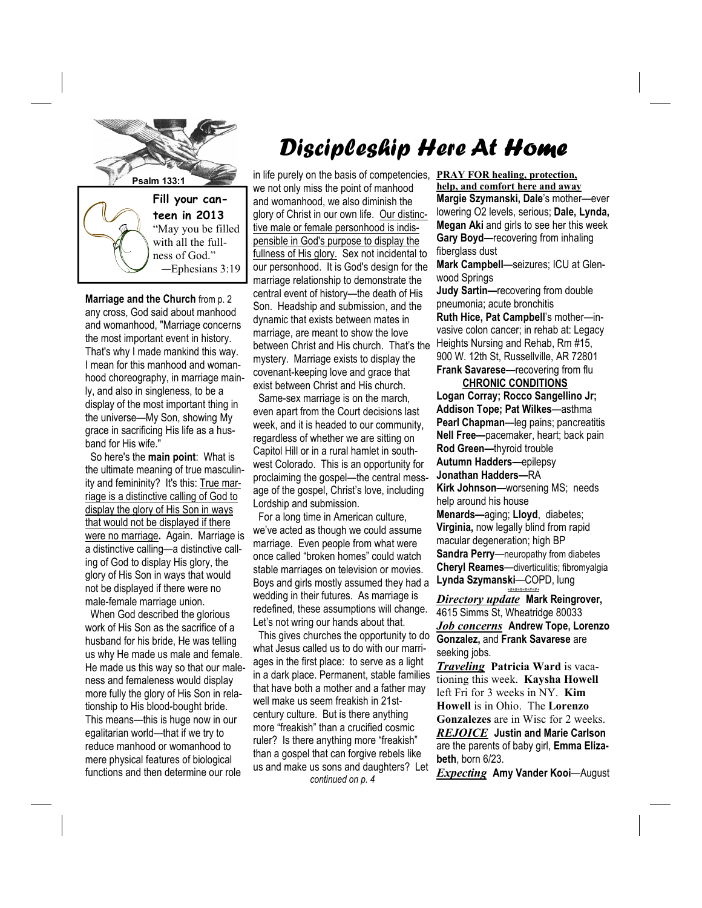# Discipleship Here At Home

Psalm 133:1

**Fill your canteen in 2013**

"May you be filled with all the fullness of God."
—Ephesians 3:19

**Marriage and the Church** from p. 2
any cross, God said about manhood and womanhood, "Marriage concerns the most important event in history. That's why I made mankind this way. I mean for this manhood and womanhood choreography, in marriage mainly, and also in singleness, to be a display of the most important thing in the universe—My Son, showing My grace in sacrificing His life as a husband for His wife."

So here's the **main point**: What is the ultimate meaning of true masculinity and femininity? It's this: True marriage is a distinctive calling of God to display the glory of His Son in ways that would not be displayed if there were no marriage**.** Again. Marriage is a distinctive calling—a distinctive calling of God to display His glory, the glory of His Son in ways that would not be displayed if there were no male-female marriage union.

When God described the glorious work of His Son as the sacrifice of a husband for his bride, He was telling us why He made us male and female. He made us this way so that our maleness and femaleness would display more fully the glory of His Son in relationship to His blood-bought bride. This means—this is huge now in our egalitarian world—that if we try to reduce manhood or womanhood to mere physical features of biological functions and then determine our role in life purely on the basis of competencies, we not only miss the point of manhood and womanhood, we also diminish the glory of Christ in our own life. Our distinctive male or female personhood is indispensible in God's purpose to display the fullness of His glory. Sex not incidental to our personhood. It is God's design for the marriage relationship to demonstrate the central event of history—the death of His Son. Headship and submission, and the dynamic that exists between mates in marriage, are meant to show the love between Christ and His church. That's the mystery. Marriage exists to display the covenant-keeping love and grace that exist between Christ and His church.

Same-sex marriage is on the march, even apart from the Court decisions last week, and it is headed to our community, regardless of whether we are sitting on Capitol Hill or in a rural hamlet in southwest Colorado. This is an opportunity for proclaiming the gospel—the central message of the gospel, Christ's love, including Lordship and submission.

For a long time in American culture, we've acted as though we could assume marriage. Even people from what were once called "broken homes" could watch stable marriages on television or movies. Boys and girls mostly assumed they had a wedding in their futures. As marriage is redefined, these assumptions will change. Let's not wring our hands about that.

This gives churches the opportunity to do what Jesus called us to do with our marriages in the first place: to serve as a light in a dark place. Permanent, stable families that have both a mother and a father may well make us seem freakish in 21st-century culture. But is there anything more "freakish" than a crucified cosmic ruler? Is there anything more "freakish" than a gospel that can forgive rebels like us and make us sons and daughters? Let

*continued on p. 4*

**PRAY FOR healing, protection, help, and comfort here and away**

**Margie Szymanski, Dale**'s mother—ever lowering O2 levels, serious; **Dale, Lynda, Megan Aki** and girls to see her this week
**Gary Boyd—**recovering from inhaling fiberglass dust
**Mark Campbell**—seizures; ICU at Glenwood Springs
**Judy Sartin—**recovering from double pneumonia; acute bronchitis
**Ruth Hice, Pat Campbell**'s mother—invasive colon cancer; in rehab at: Legacy Heights Nursing and Rehab, Rm #15, 900 W. 12th St, Russellville, AR 72801
**Frank Savarese—**recovering from flu

**CHRONIC CONDITIONS**

**Logan Corray; Rocco Sangellino Jr; Addison Tope; Pat Wilkes**—asthma
**Pearl Chapman**—leg pains; pancreatitis
**Nell Free—**pacemaker, heart; back pain
**Rod Green—**thyroid trouble
**Autumn Hadders—**epilepsy
**Jonathan Hadders—**RA
**Kirk Johnson—**worsening MS; needs help around his house
**Menards—**aging; **Lloyd**, diabetes; **Virginia,** now legally blind from rapid macular degeneration; high BP
**Sandra Perry**—neuropathy from diabetes
**Cheryl Reames**—diverticulitis; fibromyalgia
**Lynda Szymanski**—COPD, lung

***Directory update*** **Mark Reingrover,** 4615 Simms St, Wheatridge 80033

***Job concerns*** **Andrew Tope, Lorenzo Gonzalez,** and **Frank Savarese** are seeking jobs.

***Traveling*** **Patricia Ward** is vacationing this week. **Kaysha Howell** left Fri for 3 weeks in NY. **Kim Howell** is in Ohio. The **Lorenzo Gonzalezes** are in Wisc for 2 weeks.

***REJOICE*** **Justin and Marie Carlson** are the parents of baby girl, **Emma Elizabeth**, born 6/23.

***Expecting*** **Amy Vander Kooi**—August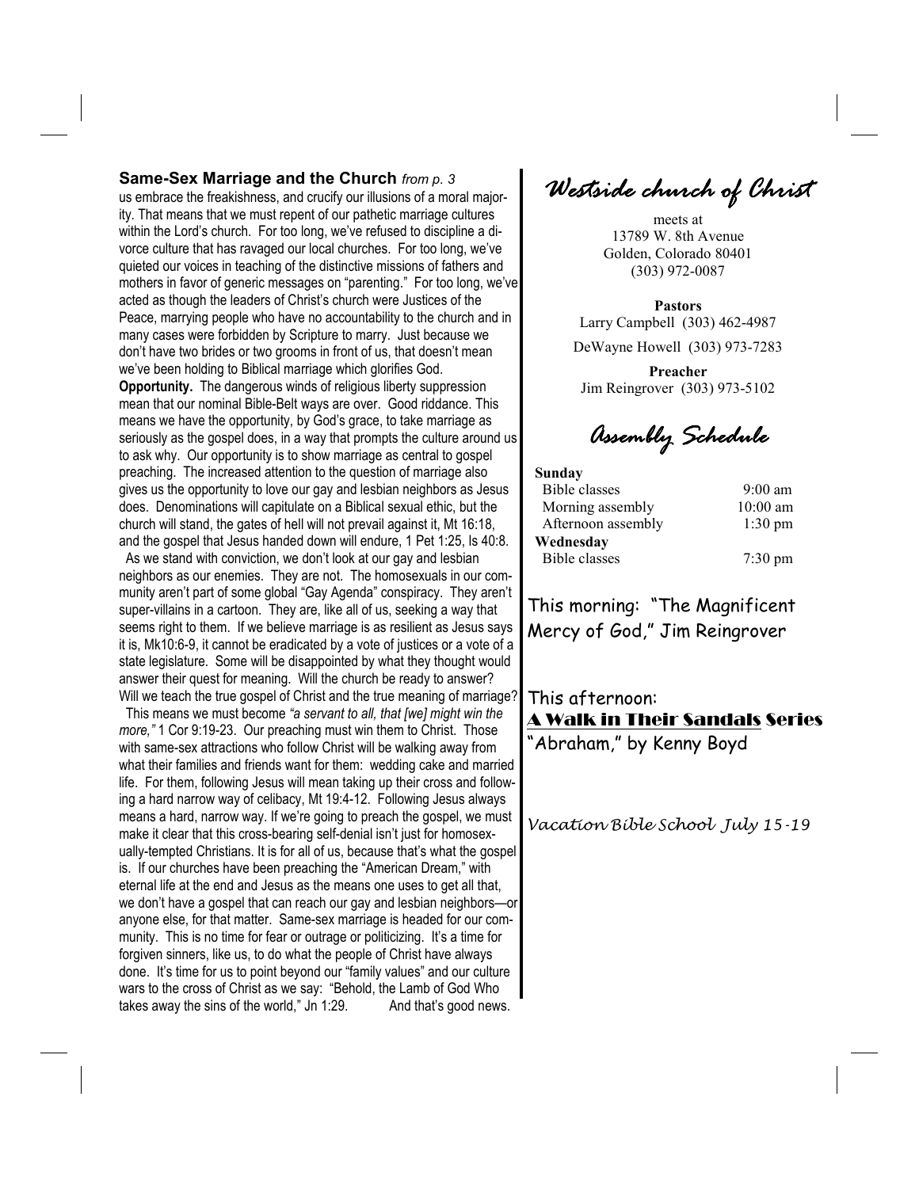## Same-Sex Marriage and the Church *from p. 3*

us embrace the freakishness, and crucify our illusions of a moral majority. That means that we must repent of our pathetic marriage cultures within the Lord's church. For too long, we've refused to discipline a divorce culture that has ravaged our local churches. For too long, we've quieted our voices in teaching of the distinctive missions of fathers and mothers in favor of generic messages on "parenting." For too long, we've acted as though the leaders of Christ's church were Justices of the Peace, marrying people who have no accountability to the church and in many cases were forbidden by Scripture to marry. Just because we don't have two brides or two grooms in front of us, that doesn't mean we've been holding to Biblical marriage which glorifies God.

**Opportunity.** The dangerous winds of religious liberty suppression mean that our nominal Bible-Belt ways are over. Good riddance. This means we have the opportunity, by God's grace, to take marriage as seriously as the gospel does, in a way that prompts the culture around us to ask why. Our opportunity is to show marriage as central to gospel preaching. The increased attention to the question of marriage also gives us the opportunity to love our gay and lesbian neighbors as Jesus does. Denominations will capitulate on a Biblical sexual ethic, but the church will stand, the gates of hell will not prevail against it, Mt 16:18, and the gospel that Jesus handed down will endure, 1 Pet 1:25, Is 40:8.

As we stand with conviction, we don't look at our gay and lesbian neighbors as our enemies. They are not. The homosexuals in our community aren't part of some global "Gay Agenda" conspiracy. They aren't super-villains in a cartoon. They are, like all of us, seeking a way that seems right to them. If we believe marriage is as resilient as Jesus says it is, Mk10:6-9, it cannot be eradicated by a vote of justices or a vote of a state legislature. Some will be disappointed by what they thought would answer their quest for meaning. Will the church be ready to answer? Will we teach the true gospel of Christ and the true meaning of marriage?

This means we must become *"a servant to all, that [we] might win the more,"* 1 Cor 9:19-23. Our preaching must win them to Christ. Those with same-sex attractions who follow Christ will be walking away from what their families and friends want for them: wedding cake and married life. For them, following Jesus will mean taking up their cross and following a hard narrow way of celibacy, Mt 19:4-12. Following Jesus always means a hard, narrow way. If we're going to preach the gospel, we must make it clear that this cross-bearing self-denial isn't just for homosexually-tempted Christians. It is for all of us, because that's what the gospel is. If our churches have been preaching the "American Dream," with eternal life at the end and Jesus as the means one uses to get all that, we don't have a gospel that can reach our gay and lesbian neighbors—or anyone else, for that matter. Same-sex marriage is headed for our community. This is no time for fear or outrage or politicizing. It's a time for forgiven sinners, like us, to do what the people of Christ have always done. It's time for us to point beyond our "family values" and our culture wars to the cross of Christ as we say: "Behold, the Lamb of God Who takes away the sins of the world," Jn 1:29. And that's good news.

# *Westside church of Christ*

meets at
13789 W. 8th Avenue
Golden, Colorado 80401
(303) 972-0087

**Pastors**
Larry Campbell (303) 462-4987
DeWayne Howell (303) 973-7283

**Preacher**
Jim Reingrover (303) 973-5102

## *Assembly Schedule*

**Sunday**

| | |
|---|---|
| Bible classes | 9:00 am |
| Morning assembly | 10:00 am |
| Afternoon assembly | 1:30 pm |

**Wednesday**

| | |
|---|---|
| Bible classes | 7:30 pm |

This morning: "The Magnificent Mercy of God," Jim Reingrover

This afternoon:
**A Walk in Their Sandals Series**
"Abraham," by Kenny Boyd

*Vacation Bible School July 15-19*